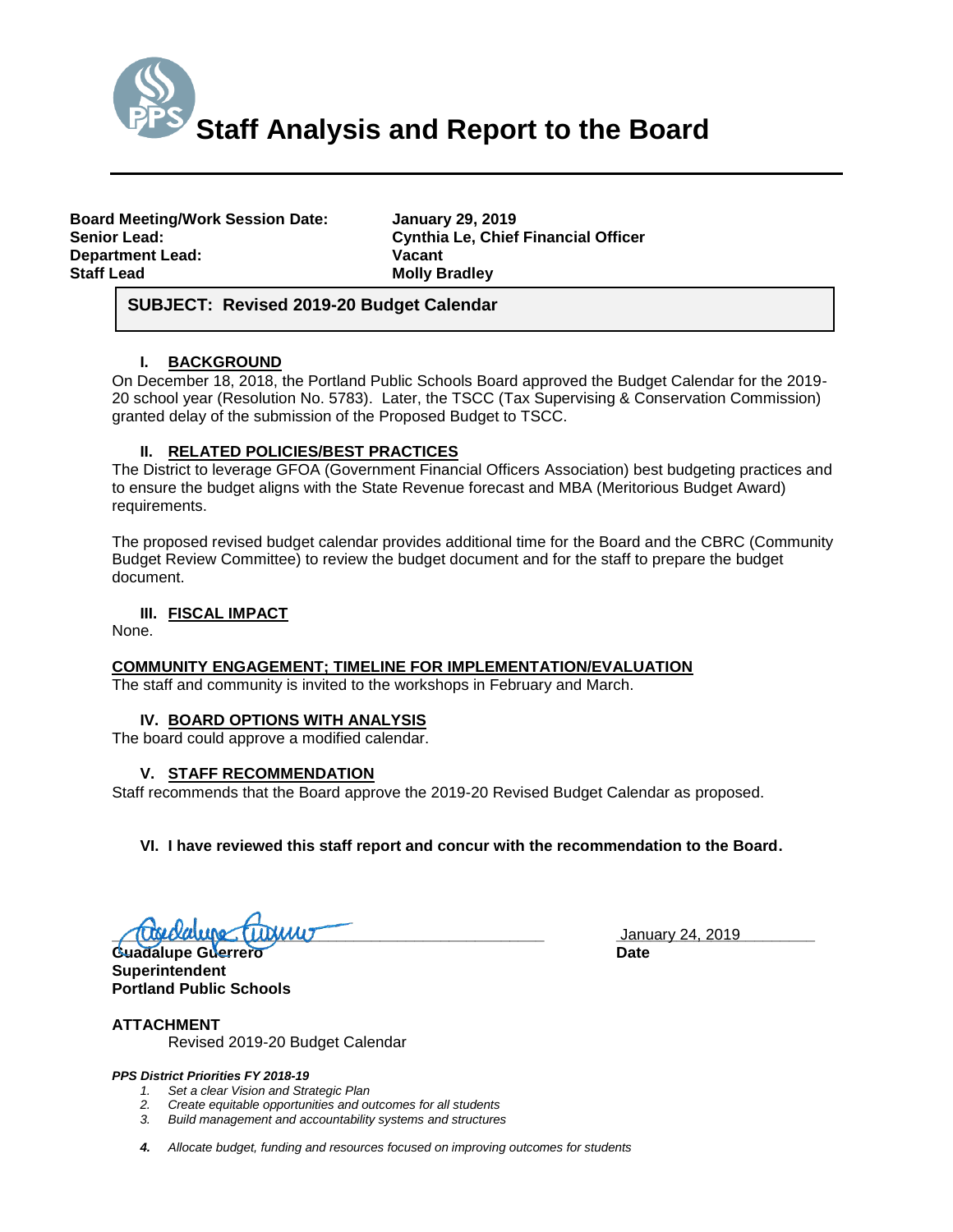# Staff Analysis and Report to the Board

| | |
|---|---|
| **Board Meeting/Work Session Date:** | **January 29, 2019** |
| **Senior Lead:** | **Cynthia Le, Chief Financial Officer** |
| **Department Lead:** | **Vacant** |
| **Staff Lead** | **Molly Bradley** |

**SUBJECT: Revised 2019-20 Budget Calendar**

## I. BACKGROUND

On December 18, 2018, the Portland Public Schools Board approved the Budget Calendar for the 2019-20 school year (Resolution No. 5783). Later, the TSCC (Tax Supervising & Conservation Commission) granted delay of the submission of the Proposed Budget to TSCC.

## II. RELATED POLICIES/BEST PRACTICES

The District to leverage GFOA (Government Financial Officers Association) best budgeting practices and to ensure the budget aligns with the State Revenue forecast and MBA (Meritorious Budget Award) requirements.

The proposed revised budget calendar provides additional time for the Board and the CBRC (Community Budget Review Committee) to review the budget document and for the staff to prepare the budget document.

## III. FISCAL IMPACT

None.

## COMMUNITY ENGAGEMENT; TIMELINE FOR IMPLEMENTATION/EVALUATION

The staff and community is invited to the workshops in February and March.

## IV. BOARD OPTIONS WITH ANALYSIS

The board could approve a modified calendar.

## V. STAFF RECOMMENDATION

Staff recommends that the Board approve the 2019-20 Revised Budget Calendar as proposed.

## VI. I have reviewed this staff report and concur with the recommendation to the Board.

**Guadalupe Guerrero**
**Superintendent**
**Portland Public Schools**

January 24, 2019
**Date**

**ATTACHMENT**

Revised 2019-20 Budget Calendar

***PPS District Priorities FY 2018-19***

1. *Set a clear Vision and Strategic Plan*
2. *Create equitable opportunities and outcomes for all students*
3. *Build management and accountability systems and structures*
4. *Allocate budget, funding and resources focused on improving outcomes for students*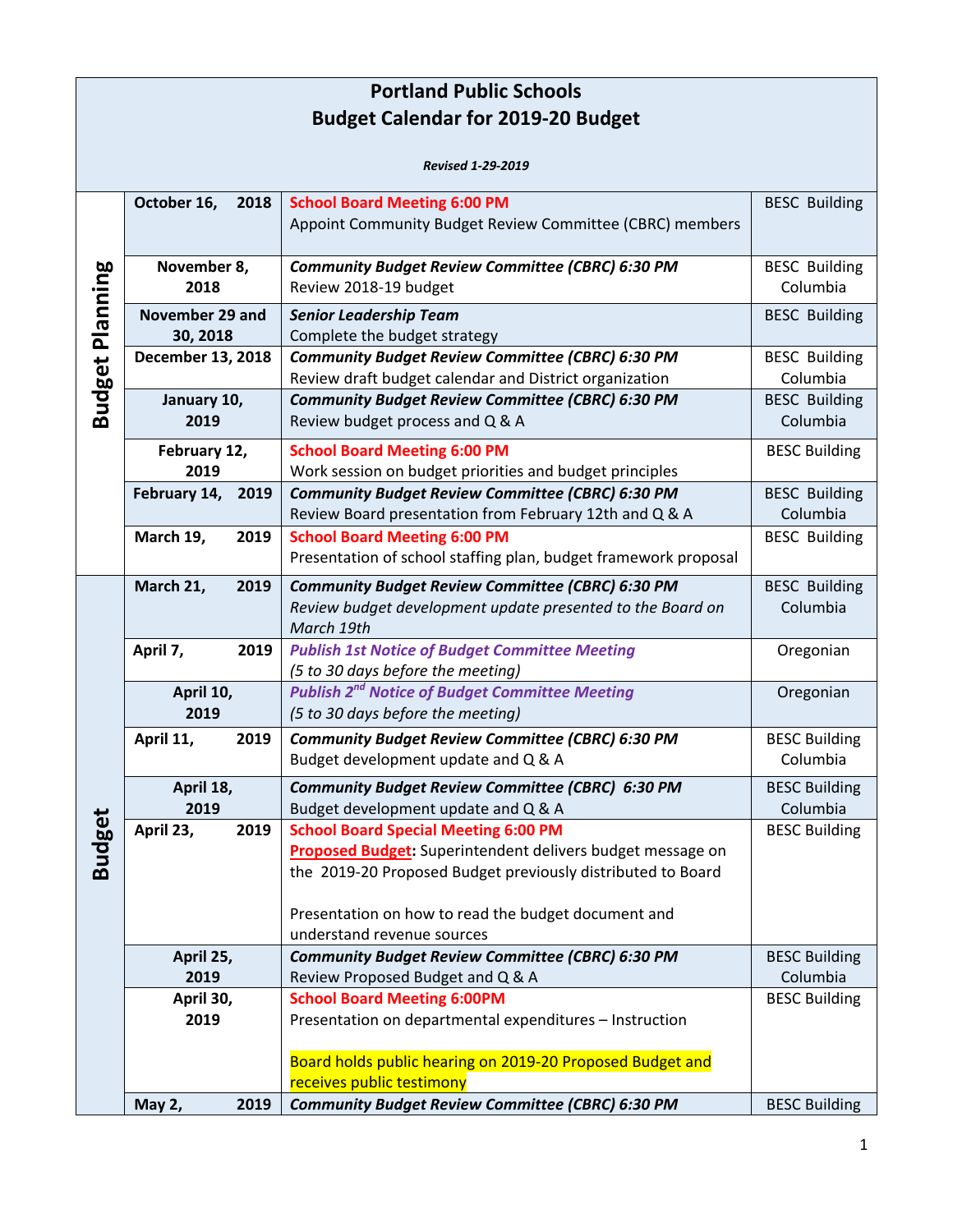# Portland Public Schools
## Budget Calendar for 2019-20 Budget

***Revised 1-29-2019***

| Phase | Date | Event | Location |
|---|---|---|---|
| Budget Planning | October 16, 2018 | **School Board Meeting 6:00 PM**<br>Appoint Community Budget Review Committee (CBRC) members | BESC Building |
| | November 8, 2018 | ***Community Budget Review Committee (CBRC) 6:30 PM***<br>Review 2018-19 budget | BESC Building Columbia |
| | November 29 and 30, 2018 | ***Senior Leadership Team***<br>Complete the budget strategy | BESC Building |
| | December 13, 2018 | ***Community Budget Review Committee (CBRC) 6:30 PM***<br>Review draft budget calendar and District organization | BESC Building Columbia |
| | January 10, 2019 | ***Community Budget Review Committee (CBRC) 6:30 PM***<br>Review budget process and Q & A | BESC Building Columbia |
| | February 12, 2019 | **School Board Meeting 6:00 PM**<br>Work session on budget priorities and budget principles | BESC Building |
| | February 14, 2019 | ***Community Budget Review Committee (CBRC) 6:30 PM***<br>Review Board presentation from February 12th and Q & A | BESC Building Columbia |
| | March 19, 2019 | **School Board Meeting 6:00 PM**<br>Presentation of school staffing plan, budget framework proposal | BESC Building |
| Budget | March 21, 2019 | ***Community Budget Review Committee (CBRC) 6:30 PM***<br>*Review budget development update presented to the Board on March 19th* | BESC Building Columbia |
| | April 7, 2019 | ***Publish 1st Notice of Budget Committee Meeting***<br>*(5 to 30 days before the meeting)* | Oregonian |
| | April 10, 2019 | ***Publish 2nd Notice of Budget Committee Meeting***<br>*(5 to 30 days before the meeting)* | Oregonian |
| | April 11, 2019 | ***Community Budget Review Committee (CBRC) 6:30 PM***<br>Budget development update and Q & A | BESC Building Columbia |
| | April 18, 2019 | ***Community Budget Review Committee (CBRC) 6:30 PM***<br>Budget development update and Q & A | BESC Building Columbia |
| | April 23, 2019 | **School Board Special Meeting 6:00 PM**<br>**Proposed Budget:** Superintendent delivers budget message on the 2019-20 Proposed Budget previously distributed to Board<br><br>Presentation on how to read the budget document and understand revenue sources | BESC Building |
| | April 25, 2019 | ***Community Budget Review Committee (CBRC) 6:30 PM***<br>Review Proposed Budget and Q & A | BESC Building Columbia |
| | April 30, 2019 | **School Board Meeting 6:00PM**<br>Presentation on departmental expenditures – Instruction<br><br>Board holds public hearing on 2019-20 Proposed Budget and receives public testimony | BESC Building |
| | May 2, 2019 | ***Community Budget Review Committee (CBRC) 6:30 PM*** | BESC Building |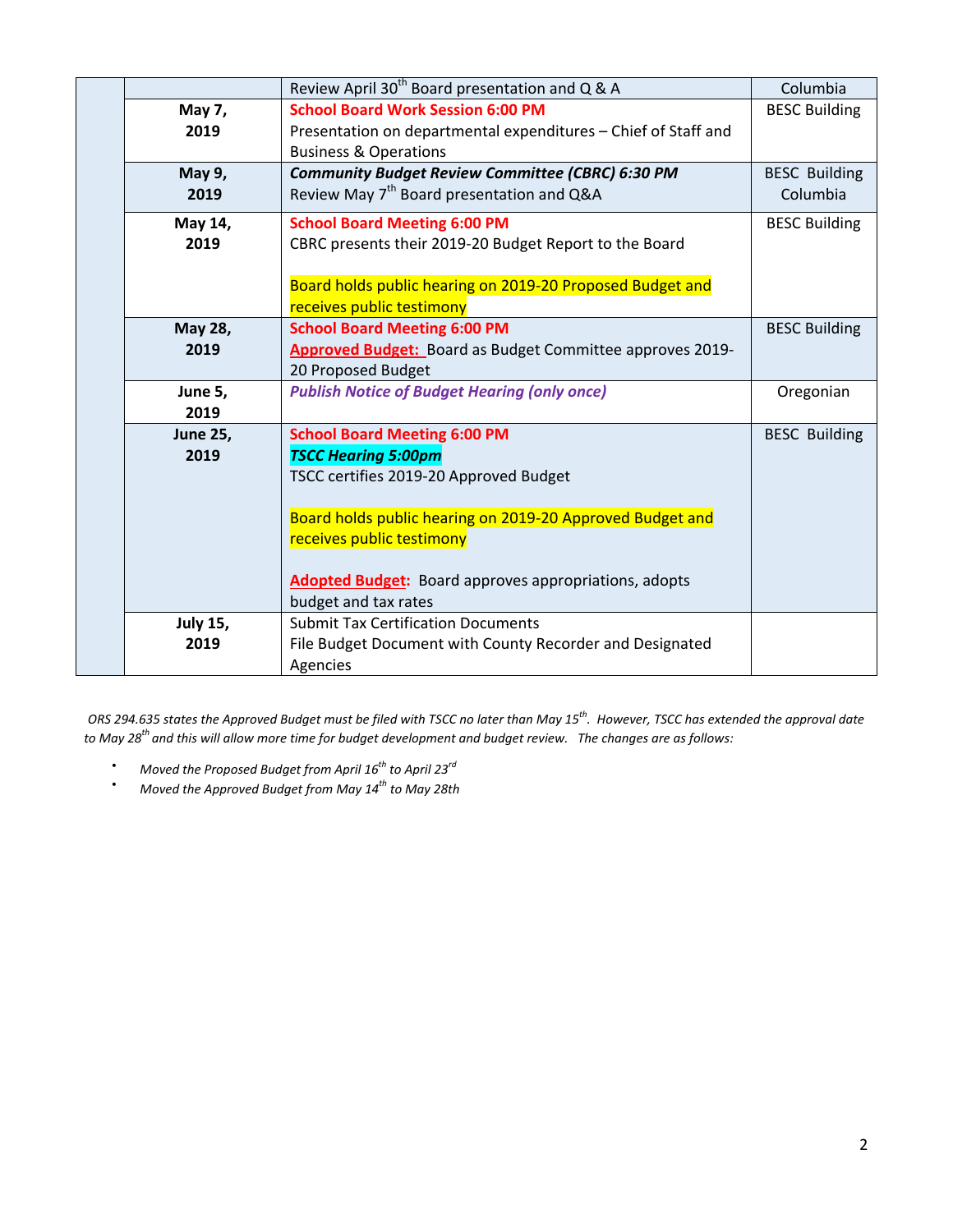| | | | |
|---|---|---|---|
| | | Review April 30th Board presentation and Q & A | Columbia |
| | **May 7, 2019** | **School Board Work Session 6:00 PM**<br>Presentation on departmental expenditures – Chief of Staff and Business & Operations | BESC Building |
| | **May 9, 2019** | ***Community Budget Review Committee (CBRC) 6:30 PM***<br>Review May 7th Board presentation and Q&A | BESC Building Columbia |
| | **May 14, 2019** | **School Board Meeting 6:00 PM**<br>CBRC presents their 2019-20 Budget Report to the Board<br><br>Board holds public hearing on 2019-20 Proposed Budget and receives public testimony | BESC Building |
| | **May 28, 2019** | **School Board Meeting 6:00 PM**<br>**Approved Budget:** Board as Budget Committee approves 2019-20 Proposed Budget | BESC Building |
| | **June 5, 2019** | ***Publish Notice of Budget Hearing (only once)*** | Oregonian |
| | **June 25, 2019** | **School Board Meeting 6:00 PM**<br>***TSCC Hearing 5:00pm***<br>TSCC certifies 2019-20 Approved Budget<br><br>Board holds public hearing on 2019-20 Approved Budget and receives public testimony<br><br>**Adopted Budget:** Board approves appropriations, adopts budget and tax rates | BESC Building |
| | **July 15, 2019** | Submit Tax Certification Documents<br>File Budget Document with County Recorder and Designated Agencies | |

*ORS 294.635 states the Approved Budget must be filed with TSCC no later than May 15th. However, TSCC has extended the approval date to May 28th and this will allow more time for budget development and budget review. The changes are as follows:*

- *Moved the Proposed Budget from April 16th to April 23rd*
- *Moved the Approved Budget from May 14th to May 28th*